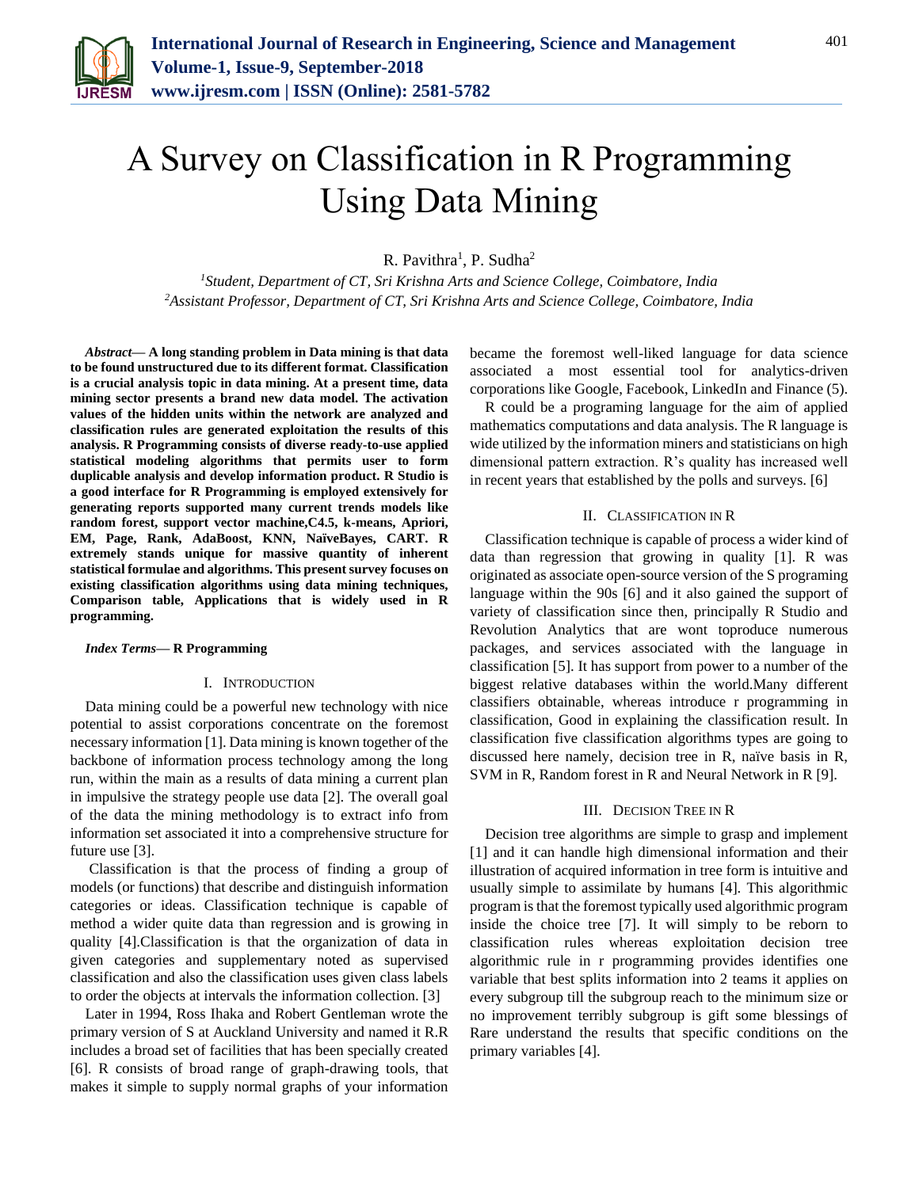# A Survey on Classification in R Programming Using Data Mining

R. Pavithra[1], P. Sudha[2]

[1]*Student, Department of CT, Sri Krishna Arts and Science College, Coimbatore, India*
[2]*Assistant Professor, Department of CT, Sri Krishna Arts and Science College, Coimbatore, India*

***Abstract*— A long standing problem in Data mining is that data to be found unstructured due to its different format. Classification is a crucial analysis topic in data mining. At a present time, data mining sector presents a brand new data model. The activation values of the hidden units within the network are analyzed and classification rules are generated exploitation the results of this analysis. R Programming consists of diverse ready-to-use applied statistical modeling algorithms that permits user to form duplicable analysis and develop information product. R Studio is a good interface for R Programming is employed extensively for generating reports supported many current trends models like random forest, support vector machine,C4.5, k-means, Apriori, EM, Page, Rank, AdaBoost, KNN, NaïveBayes, CART. R extremely stands unique for massive quantity of inherent statistical formulae and algorithms. This present survey focuses on existing classification algorithms using data mining techniques, Comparison table, Applications that is widely used in R programming.**

***Index Terms*— R Programming**

## I. Introduction

Data mining could be a powerful new technology with nice potential to assist corporations concentrate on the foremost necessary information [1]. Data mining is known together of the backbone of information process technology among the long run, within the main as a results of data mining a current plan in impulsive the strategy people use data [2]. The overall goal of the data the mining methodology is to extract info from information set associated it into a comprehensive structure for future use [3].

Classification is that the process of finding a group of models (or functions) that describe and distinguish information categories or ideas. Classification technique is capable of method a wider quite data than regression and is growing in quality [4].Classification is that the organization of data in given categories and supplementary noted as supervised classification and also the classification uses given class labels to order the objects at intervals the information collection. [3]

Later in 1994, Ross Ihaka and Robert Gentleman wrote the primary version of S at Auckland University and named it R.R includes a broad set of facilities that has been specially created [6]. R consists of broad range of graph-drawing tools, that makes it simple to supply normal graphs of your information became the foremost well-liked language for data science associated a most essential tool for analytics-driven corporations like Google, Facebook, LinkedIn and Finance (5).

R could be a programing language for the aim of applied mathematics computations and data analysis. The R language is wide utilized by the information miners and statisticians on high dimensional pattern extraction. R's quality has increased well in recent years that established by the polls and surveys. [6]

## II. Classification in R

Classification technique is capable of process a wider kind of data than regression that growing in quality [1]. R was originated as associate open-source version of the S programing language within the 90s [6] and it also gained the support of variety of classification since then, principally R Studio and Revolution Analytics that are wont toproduce numerous packages, and services associated with the language in classification [5]. It has support from power to a number of the biggest relative databases within the world.Many different classifiers obtainable, whereas introduce r programming in classification, Good in explaining the classification result. In classification five classification algorithms types are going to discussed here namely, decision tree in R, naïve basis in R, SVM in R, Random forest in R and Neural Network in R [9].

## III. Decision Tree in R

Decision tree algorithms are simple to grasp and implement [1] and it can handle high dimensional information and their illustration of acquired information in tree form is intuitive and usually simple to assimilate by humans [4]. This algorithmic program is that the foremost typically used algorithmic program inside the choice tree [7]. It will simply to be reborn to classification rules whereas exploitation decision tree algorithmic rule in r programming provides identifies one variable that best splits information into 2 teams it applies on every subgroup till the subgroup reach to the minimum size or no improvement terribly subgroup is gift some blessings of Rare understand the results that specific conditions on the primary variables [4].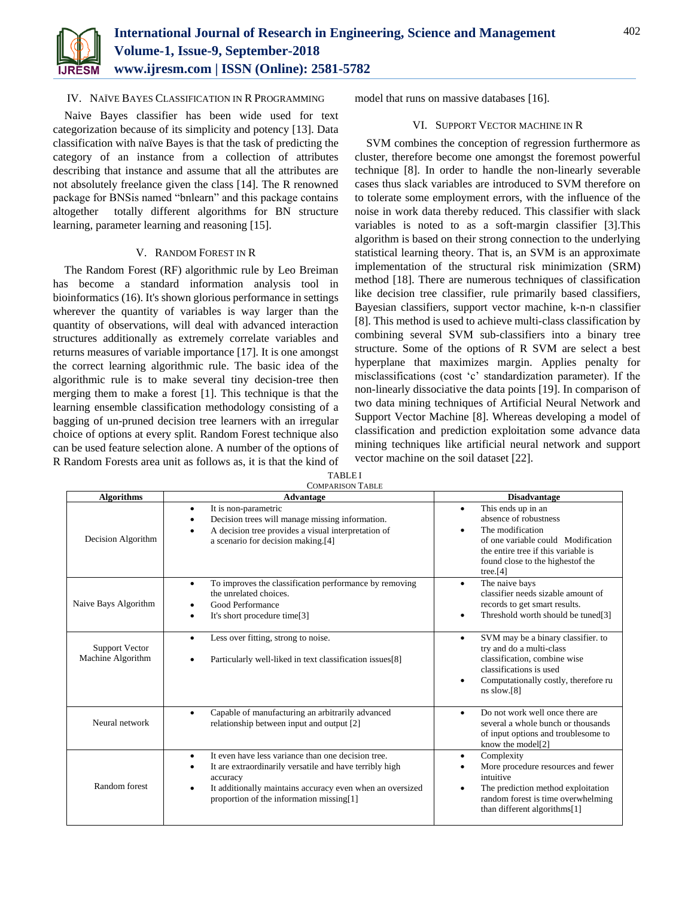## IV. Naïve Bayes Classification in R Programming

Naive Bayes classifier has been wide used for text categorization because of its simplicity and potency [13]. Data classification with naïve Bayes is that the task of predicting the category of an instance from a collection of attributes describing that instance and assume that all the attributes are not absolutely freelance given the class [14]. The R renowned package for BNSis named "bnlearn" and this package contains altogether totally different algorithms for BN structure learning, parameter learning and reasoning [15].

## V. Random Forest in R

The Random Forest (RF) algorithmic rule by Leo Breiman has become a standard information analysis tool in bioinformatics (16). It's shown glorious performance in settings wherever the quantity of variables is way larger than the quantity of observations, will deal with advanced interaction structures additionally as extremely correlate variables and returns measures of variable importance [17]. It is one amongst the correct learning algorithmic rule. The basic idea of the algorithmic rule is to make several tiny decision-tree then merging them to make a forest [1]. This technique is that the learning ensemble classification methodology consisting of a bagging of un-pruned decision tree learners with an irregular choice of options at every split. Random Forest technique also can be used feature selection alone. A number of the options of R Random Forests area unit as follows as, it is that the kind of model that runs on massive databases [16].

## VI. Support Vector Machine in R

SVM combines the conception of regression furthermore as cluster, therefore become one amongst the foremost powerful technique [8]. In order to handle the non-linearly severable cases thus slack variables are introduced to SVM therefore on to tolerate some employment errors, with the influence of the noise in work data thereby reduced. This classifier with slack variables is noted to as a soft-margin classifier [3].This algorithm is based on their strong connection to the underlying statistical learning theory. That is, an SVM is an approximate implementation of the structural risk minimization (SRM) method [18]. There are numerous techniques of classification like decision tree classifier, rule primarily based classifiers, Bayesian classifiers, support vector machine, k-n-n classifier [8]. This method is used to achieve multi-class classification by combining several SVM sub-classifiers into a binary tree structure. Some of the options of R SVM are select a best hyperplane that maximizes margin. Applies penalty for misclassifications (cost 'c' standardization parameter). If the non-linearly dissociative the data points [19]. In comparison of two data mining techniques of Artificial Neural Network and Support Vector Machine [8]. Whereas developing a model of classification and prediction exploitation some advance data mining techniques like artificial neural network and support vector machine on the soil dataset [22].

TABLE I
COMPARISON TABLE

| Algorithms | Advantage | Disadvantage |
|---|---|---|
| Decision Algorithm | • It is non-parametric<br>• Decision trees will manage missing information.<br>• A decision tree provides a visual interpretation of a scenario for decision making.[4] | • This ends up in an absence of robustness<br>• The modification of one variable could Modification the entire tree if this variable is found close to the highestof the tree.[4] |
| Naive Bays Algorithm | • To improves the classification performance by removing the unrelated choices.<br>• Good Performance<br>• It's short procedure time[3] | • The naive bays classifier needs sizable amount of records to get smart results.<br>• Threshold worth should be tuned[3] |
| Support Vector Machine Algorithm | • Less over fitting, strong to noise.<br>• Particularly well-liked in text classification issues[8] | • SVM may be a binary classifier. to try and do a multi-class classification, combine wise classifications is used<br>• Computationally costly, therefore ru ns slow.[8] |
| Neural network | • Capable of manufacturing an arbitrarily advanced relationship between input and output [2] | • Do not work well once there are several a whole bunch or thousands of input options and troublesome to know the model[2] |
| Random forest | • It even have less variance than one decision tree.<br>• It are extraordinarily versatile and have terribly high accuracy<br>• It additionally maintains accuracy even when an oversized proportion of the information missing[1] | • Complexity<br>• More procedure resources and fewer intuitive<br>• The prediction method exploitation random forest is time overwhelming than different algorithms[1] |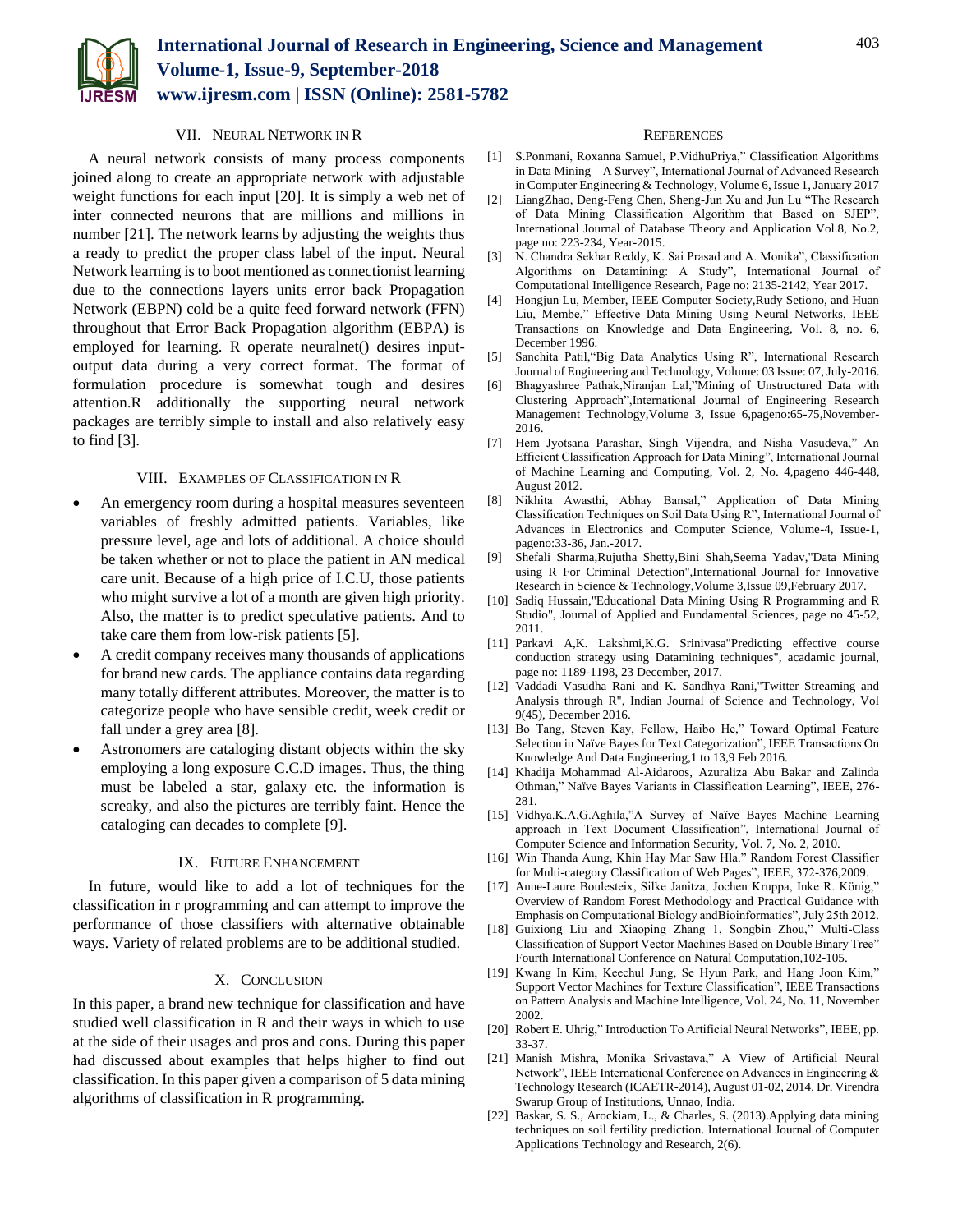## VII. Neural Network in R

A neural network consists of many process components joined along to create an appropriate network with adjustable weight functions for each input [20]. It is simply a web net of inter connected neurons that are millions and millions in number [21]. The network learns by adjusting the weights thus a ready to predict the proper class label of the input. Neural Network learning is to boot mentioned as connectionist learning due to the connections layers units error back Propagation Network (EBPN) cold be a quite feed forward network (FFN) throughout that Error Back Propagation algorithm (EBPA) is employed for learning. R operate neuralnet() desires input-output data during a very correct format. The format of formulation procedure is somewhat tough and desires attention.R additionally the supporting neural network packages are terribly simple to install and also relatively easy to find [3].

## VIII. Examples of Classification in R

- An emergency room during a hospital measures seventeen variables of freshly admitted patients. Variables, like pressure level, age and lots of additional. A choice should be taken whether or not to place the patient in AN medical care unit. Because of a high price of I.C.U, those patients who might survive a lot of a month are given high priority. Also, the matter is to predict speculative patients. And to take care them from low-risk patients [5].
- A credit company receives many thousands of applications for brand new cards. The appliance contains data regarding many totally different attributes. Moreover, the matter is to categorize people who have sensible credit, week credit or fall under a grey area [8].
- Astronomers are cataloging distant objects within the sky employing a long exposure C.C.D images. Thus, the thing must be labeled a star, galaxy etc. the information is screaky, and also the pictures are terribly faint. Hence the cataloging can decades to complete [9].

## IX. Future Enhancement

In future, would like to add a lot of techniques for the classification in r programming and can attempt to improve the performance of those classifiers with alternative obtainable ways. Variety of related problems are to be additional studied.

## X. Conclusion

In this paper, a brand new technique for classification and have studied well classification in R and their ways in which to use at the side of their usages and pros and cons. During this paper had discussed about examples that helps higher to find out classification. In this paper given a comparison of 5 data mining algorithms of classification in R programming.

## References

[1] S.Ponmani, Roxanna Samuel, P.VidhuPriya," Classification Algorithms in Data Mining – A Survey", International Journal of Advanced Research in Computer Engineering & Technology, Volume 6, Issue 1, January 2017

[2] LiangZhao, Deng-Feng Chen, Sheng-Jun Xu and Jun Lu "The Research of Data Mining Classification Algorithm that Based on SJEP", International Journal of Database Theory and Application Vol.8, No.2, page no: 223-234, Year-2015.

[3] N. Chandra Sekhar Reddy, K. Sai Prasad and A. Monika", Classification Algorithms on Datamining: A Study", International Journal of Computational Intelligence Research, Page no: 2135-2142, Year 2017.

[4] Hongjun Lu, Member, IEEE Computer Society,Rudy Setiono, and Huan Liu, Membe," Effective Data Mining Using Neural Networks, IEEE Transactions on Knowledge and Data Engineering, Vol. 8, no. 6, December 1996.

[5] Sanchita Patil,"Big Data Analytics Using R", International Research Journal of Engineering and Technology, Volume: 03 Issue: 07, July-2016.

[6] Bhagyashree Pathak,Niranjan Lal,"Mining of Unstructured Data with Clustering Approach",International Journal of Engineering Research Management Technology,Volume 3, Issue 6,pageno:65-75,November-2016.

[7] Hem Jyotsana Parashar, Singh Vijendra, and Nisha Vasudeva," An Efficient Classification Approach for Data Mining", International Journal of Machine Learning and Computing, Vol. 2, No. 4,pageno 446-448, August 2012.

[8] Nikhita Awasthi, Abhay Bansal," Application of Data Mining Classification Techniques on Soil Data Using R", International Journal of Advances in Electronics and Computer Science, Volume-4, Issue-1, pageno:33-36, Jan.-2017.

[9] Shefali Sharma,Rujutha Shetty,Bini Shah,Seema Yadav,"Data Mining using R For Criminal Detection",International Journal for Innovative Research in Science & Technology,Volume 3,Issue 09,February 2017.

[10] Sadiq Hussain,"Educational Data Mining Using R Programming and R Studio", Journal of Applied and Fundamental Sciences, page no 45-52, 2011.

[11] Parkavi A,K. Lakshmi,K.G. Srinivasa"Predicting effective course conduction strategy using Datamining techniques", acadamic journal, page no: 1189-1198, 23 December, 2017.

[12] Vaddadi Vasudha Rani and K. Sandhya Rani,"Twitter Streaming and Analysis through R", Indian Journal of Science and Technology, Vol 9(45), December 2016.

[13] Bo Tang, Steven Kay, Fellow, Haibo He," Toward Optimal Feature Selection in Naïve Bayes for Text Categorization", IEEE Transactions On Knowledge And Data Engineering,1 to 13,9 Feb 2016.

[14] Khadija Mohammad Al-Aidaroos, Azuraliza Abu Bakar and Zalinda Othman," Naïve Bayes Variants in Classification Learning", IEEE, 276-281.

[15] Vidhya.K.A,G.Aghila,"A Survey of Naïve Bayes Machine Learning approach in Text Document Classification", International Journal of Computer Science and Information Security, Vol. 7, No. 2, 2010.

[16] Win Thanda Aung, Khin Hay Mar Saw Hla." Random Forest Classifier for Multi-category Classification of Web Pages", IEEE, 372-376,2009.

[17] Anne-Laure Boulesteix, Silke Janitza, Jochen Kruppa, Inke R. König," Overview of Random Forest Methodology and Practical Guidance with Emphasis on Computational Biology andBioinformatics", July 25th 2012.

[18] Guixiong Liu and Xiaoping Zhang 1, Songbin Zhou," Multi-Class Classification of Support Vector Machines Based on Double Binary Tree" Fourth International Conference on Natural Computation,102-105.

[19] Kwang In Kim, Keechul Jung, Se Hyun Park, and Hang Joon Kim," Support Vector Machines for Texture Classification", IEEE Transactions on Pattern Analysis and Machine Intelligence, Vol. 24, No. 11, November 2002.

[20] Robert E. Uhrig," Introduction To Artificial Neural Networks", IEEE, pp. 33-37.

[21] Manish Mishra, Monika Srivastava," A View of Artificial Neural Network", IEEE International Conference on Advances in Engineering & Technology Research (ICAETR-2014), August 01-02, 2014, Dr. Virendra Swarup Group of Institutions, Unnao, India.

[22] Baskar, S. S., Arockiam, L., & Charles, S. (2013).Applying data mining techniques on soil fertility prediction. International Journal of Computer Applications Technology and Research, 2(6).